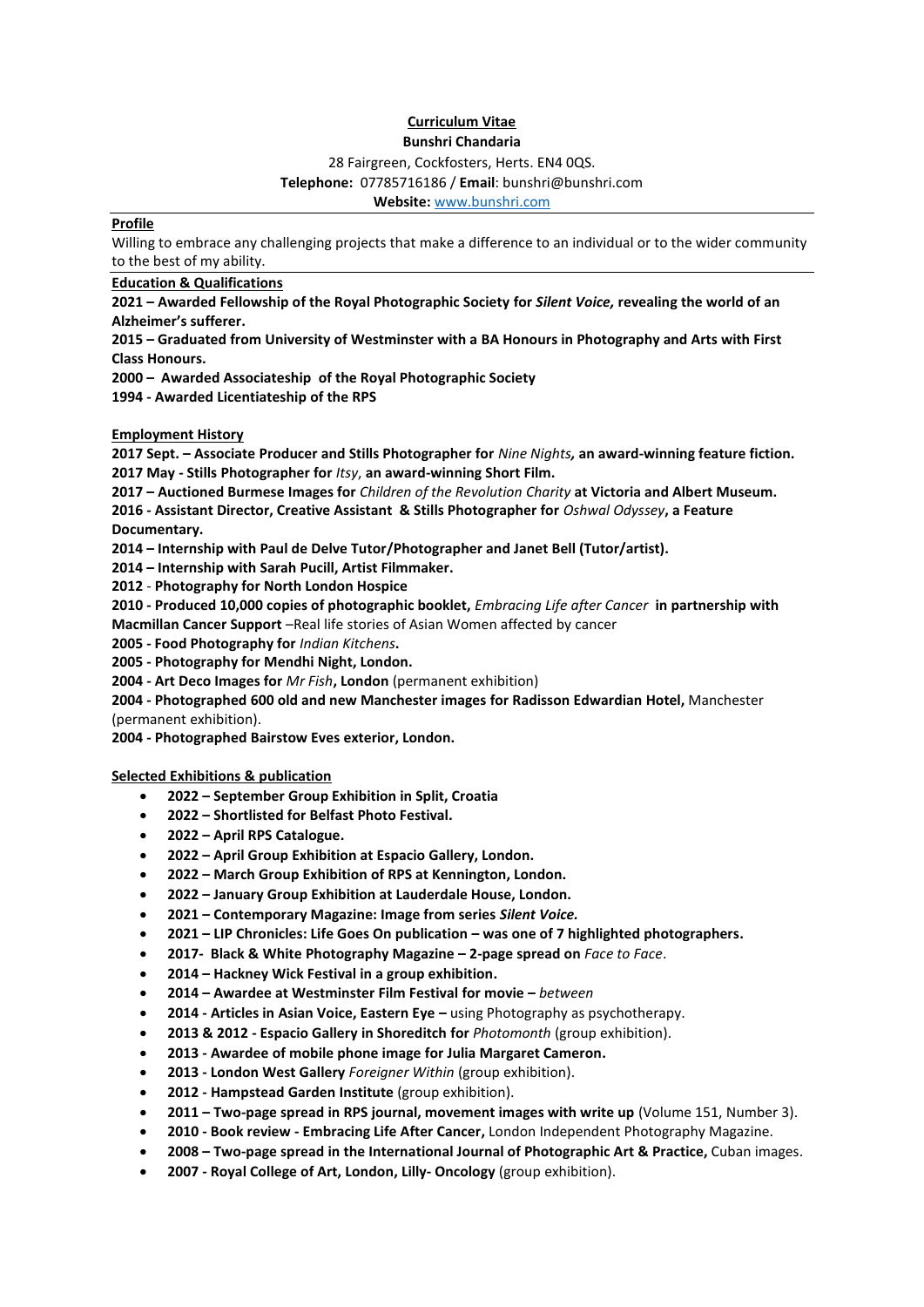# Curriculum Vitae

**Bunshri Chandaria**

28 Fairgreen, Cockfosters, Herts. EN4 0QS.

**Telephone:** 07785716186 / **Email**: bunshri@bunshri.com

**Website:** [www.bunshri.com](http://www.bunshri.com)

## Profile

Willing to embrace any challenging projects that make a difference to an individual or to the wider community to the best of my ability.

## Education & Qualifications

**2021 – Awarded Fellowship of the Royal Photographic Society for *Silent Voice,* revealing the world of an Alzheimer's sufferer.**

**2015 – Graduated from University of Westminster with a BA Honours in Photography and Arts with First Class Honours.**

**2000 – Awarded Associateship of the Royal Photographic Society**

**1994 - Awarded Licentiateship of the RPS**

## Employment History

**2017 Sept. – Associate Producer and Stills Photographer for** *Nine Nights***, an award-winning feature fiction.**

**2017 May - Stills Photographer for** *Itsy*, **an award-winning Short Film.**

**2017 – Auctioned Burmese Images for** *Children of the Revolution Charity* **at Victoria and Albert Museum.**

**2016 - Assistant Director, Creative Assistant & Stills Photographer for** *Oshwal Odyssey***, a Feature Documentary.**

**2014 – Internship with Paul de Delve Tutor/Photographer and Janet Bell (Tutor/artist).**

**2014 – Internship with Sarah Pucill, Artist Filmmaker.**

**2012** - **Photography for North London Hospice**

**2010 - Produced 10,000 copies of photographic booklet,** *Embracing Life after Cancer* **in partnership with Macmillan Cancer Support** –Real life stories of Asian Women affected by cancer

**2005 - Food Photography for** *Indian Kitchens***.**

**2005 - Photography for Mendhi Night, London.**

**2004 - Art Deco Images for** *Mr Fish***, London** (permanent exhibition)

**2004 - Photographed 600 old and new Manchester images for Radisson Edwardian Hotel,** Manchester (permanent exhibition).

**2004 - Photographed Bairstow Eves exterior, London.**

## Selected Exhibitions & publication

- **2022 – September Group Exhibition in Split, Croatia**
- **2022 – Shortlisted for Belfast Photo Festival.**
- **2022 – April RPS Catalogue.**
- **2022 – April Group Exhibition at Espacio Gallery, London.**
- **2022 – March Group Exhibition of RPS at Kennington, London.**
- **2022 – January Group Exhibition at Lauderdale House, London.**
- **2021 – Contemporary Magazine: Image from series *Silent Voice.***
- **2021 – LIP Chronicles: Life Goes On publication – was one of 7 highlighted photographers.**
- **2017- Black & White Photography Magazine – 2-page spread on** *Face to Face*.
- **2014 – Hackney Wick Festival in a group exhibition.**
- **2014 – Awardee at Westminster Film Festival for movie –** *between*
- **2014 - Articles in Asian Voice, Eastern Eye –** using Photography as psychotherapy.
- **2013 & 2012 - Espacio Gallery in Shoreditch for** *Photomonth* (group exhibition).
- **2013 - Awardee of mobile phone image for Julia Margaret Cameron.**
- **2013 - London West Gallery** *Foreigner Within* (group exhibition).
- **2012 - Hampstead Garden Institute** (group exhibition).
- **2011 – Two-page spread in RPS journal, movement images with write up** (Volume 151, Number 3).
- **2010 - Book review - Embracing Life After Cancer,** London Independent Photography Magazine.
- **2008 – Two-page spread in the International Journal of Photographic Art & Practice,** Cuban images.
- **2007 - Royal College of Art, London, Lilly- Oncology** (group exhibition).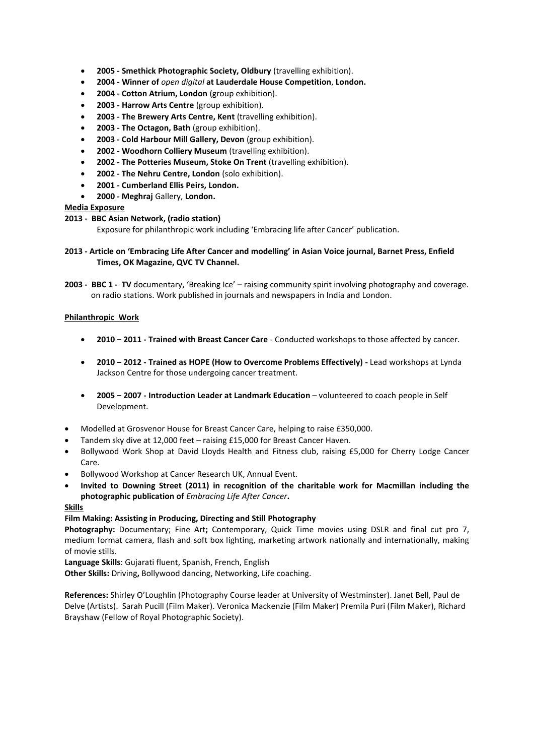- **2005 - Smethick Photographic Society, Oldbury** (travelling exhibition).
- **2004 - Winner of** *open digital* **at Lauderdale House Competition**, **London.**
- **2004 - Cotton Atrium, London** (group exhibition).
- **2003 - Harrow Arts Centre** (group exhibition).
- **2003 - The Brewery Arts Centre, Kent** (travelling exhibition).
- **2003 - The Octagon, Bath** (group exhibition).
- **2003 - Cold Harbour Mill Gallery, Devon** (group exhibition).
- **2002 - Woodhorn Colliery Museum** (travelling exhibition).
- **2002 - The Potteries Museum, Stoke On Trent** (travelling exhibition).
- **2002 - The Nehru Centre, London** (solo exhibition).
- **2001 - Cumberland Ellis Peirs, London.**
- **2000 - Meghraj** Gallery, **London.**

**Media Exposure**

**2013 - BBC Asian Network, (radio station)**
Exposure for philanthropic work including 'Embracing life after Cancer' publication.

**2013 - Article on 'Embracing Life After Cancer and modelling' in Asian Voice journal, Barnet Press, Enfield Times, OK Magazine, QVC TV Channel.**

**2003 - BBC 1 - TV** documentary, 'Breaking Ice' – raising community spirit involving photography and coverage. on radio stations. Work published in journals and newspapers in India and London.

**Philanthropic Work**

- **2010 – 2011 - Trained with Breast Cancer Care** - Conducted workshops to those affected by cancer.
- **2010 – 2012 - Trained as HOPE (How to Overcome Problems Effectively) -** Lead workshops at Lynda Jackson Centre for those undergoing cancer treatment.
- **2005 – 2007 - Introduction Leader at Landmark Education** – volunteered to coach people in Self Development.
- Modelled at Grosvenor House for Breast Cancer Care, helping to raise £350,000.
- Tandem sky dive at 12,000 feet – raising £15,000 for Breast Cancer Haven.
- Bollywood Work Shop at David Lloyds Health and Fitness club, raising £5,000 for Cherry Lodge Cancer Care.
- Bollywood Workshop at Cancer Research UK, Annual Event.
- **Invited to Downing Street (2011) in recognition of the charitable work for Macmillan including the photographic publication of** ***Embracing Life After Cancer*****.**

**Skills**

**Film Making: Assisting in Producing, Directing and Still Photography**

**Photography:** Documentary; Fine Art**;** Contemporary, Quick Time movies using DSLR and final cut pro 7, medium format camera, flash and soft box lighting, marketing artwork nationally and internationally, making of movie stills.

**Language Skills**: Gujarati fluent, Spanish, French, English

**Other Skills:** Driving**,** Bollywood dancing, Networking, Life coaching.

**References:** Shirley O'Loughlin (Photography Course leader at University of Westminster). Janet Bell, Paul de Delve (Artists). Sarah Pucill (Film Maker). Veronica Mackenzie (Film Maker) Premila Puri (Film Maker), Richard Brayshaw (Fellow of Royal Photographic Society).